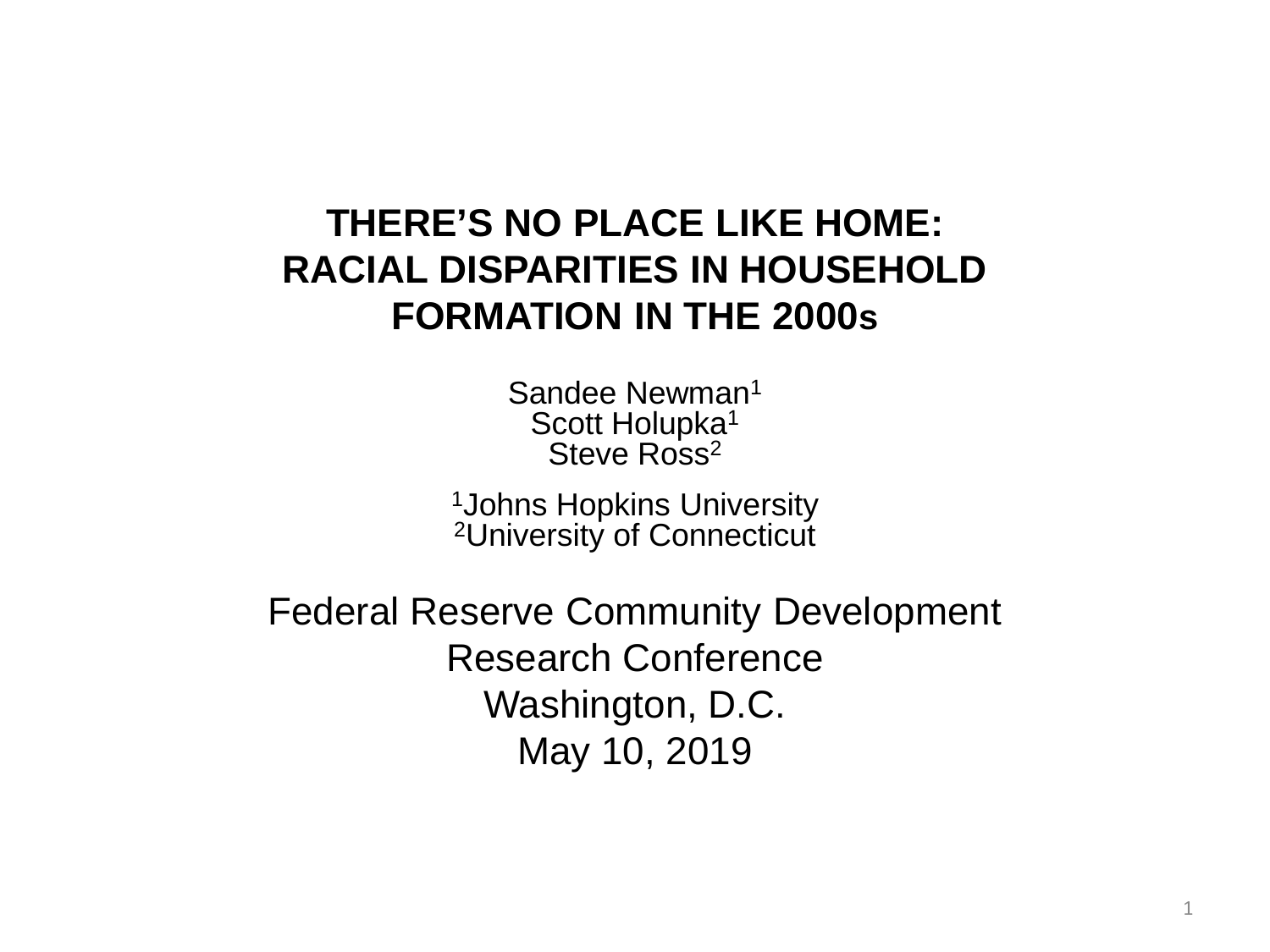# THERE'S NO PLACE LIKE HOME: RACIAL DISPARITIES IN HOUSEHOLD FORMATION IN THE 2000s

Sandee Newman[1]
Scott Holupka[1]
Steve Ross[2]

[1]Johns Hopkins University
[2]University of Connecticut

Federal Reserve Community Development Research Conference
Washington, D.C.
May 10, 2019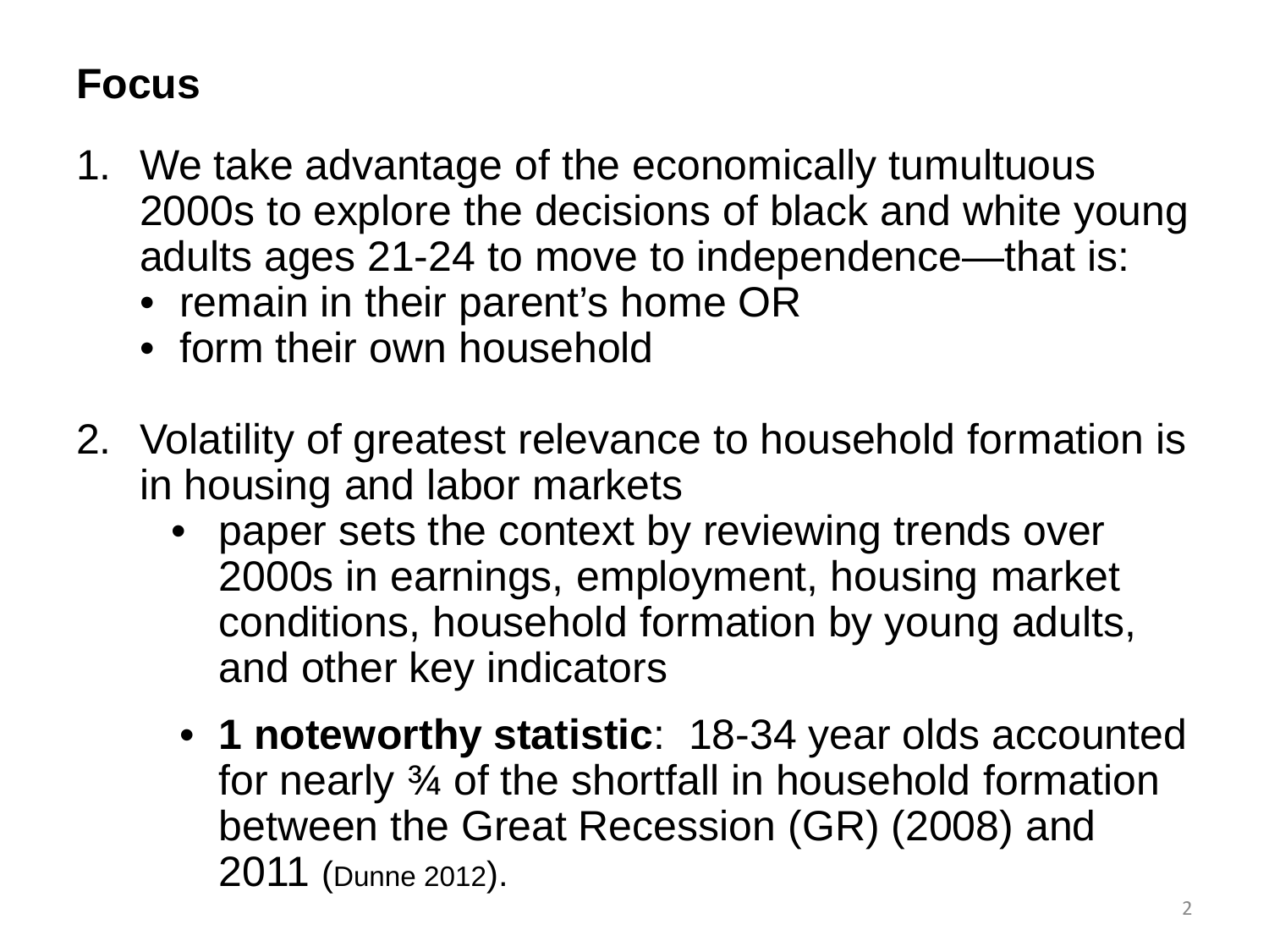## Focus

1. We take advantage of the economically tumultuous 2000s to explore the decisions of black and white young adults ages 21-24 to move to independence—that is:
   - remain in their parent's home OR
   - form their own household

2. Volatility of greatest relevance to household formation is in housing and labor markets
   - paper sets the context by reviewing trends over 2000s in earnings, employment, housing market conditions, household formation by young adults, and other key indicators
   - **1 noteworthy statistic**: 18-34 year olds accounted for nearly ¾ of the shortfall in household formation between the Great Recession (GR) (2008) and 2011 (Dunne 2012).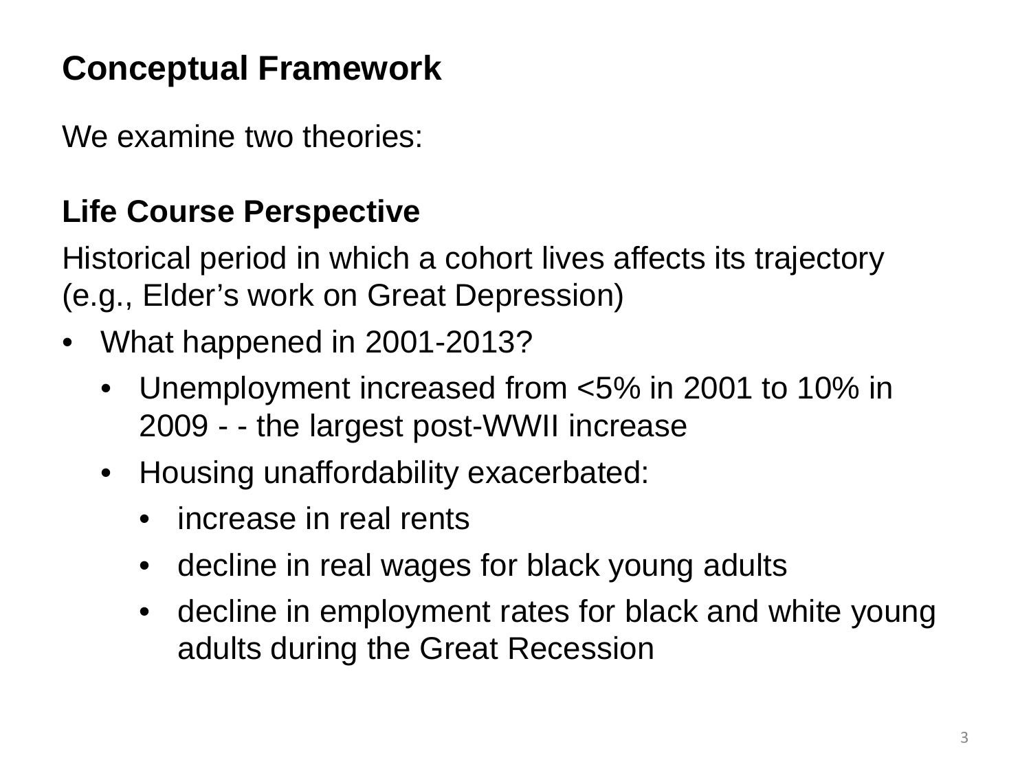## Conceptual Framework

We examine two theories:

### Life Course Perspective

Historical period in which a cohort lives affects its trajectory (e.g., Elder's work on Great Depression)

- What happened in 2001-2013?
  - Unemployment increased from <5% in 2001 to 10% in 2009 - - the largest post-WWII increase
  - Housing unaffordability exacerbated:
    - increase in real rents
    - decline in real wages for black young adults
    - decline in employment rates for black and white young adults during the Great Recession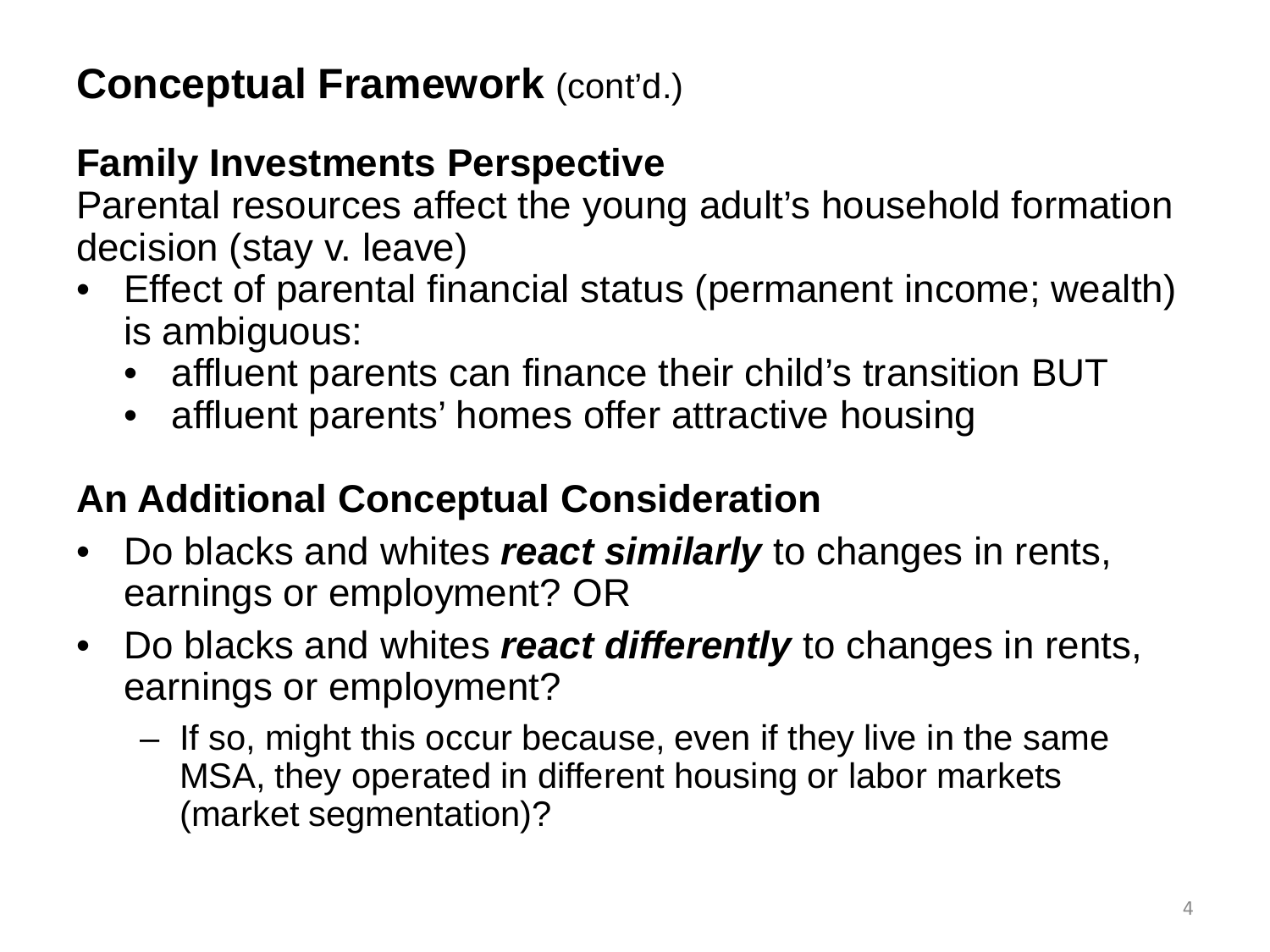## Conceptual Framework (cont'd.)

**Family Investments Perspective**

Parental resources affect the young adult's household formation decision (stay v. leave)

- Effect of parental financial status (permanent income; wealth) is ambiguous:
  - affluent parents can finance their child's transition BUT
  - affluent parents' homes offer attractive housing

**An Additional Conceptual Consideration**

- Do blacks and whites ***react similarly*** to changes in rents, earnings or employment? OR
- Do blacks and whites ***react differently*** to changes in rents, earnings or employment?
  - If so, might this occur because, even if they live in the same MSA, they operated in different housing or labor markets (market segmentation)?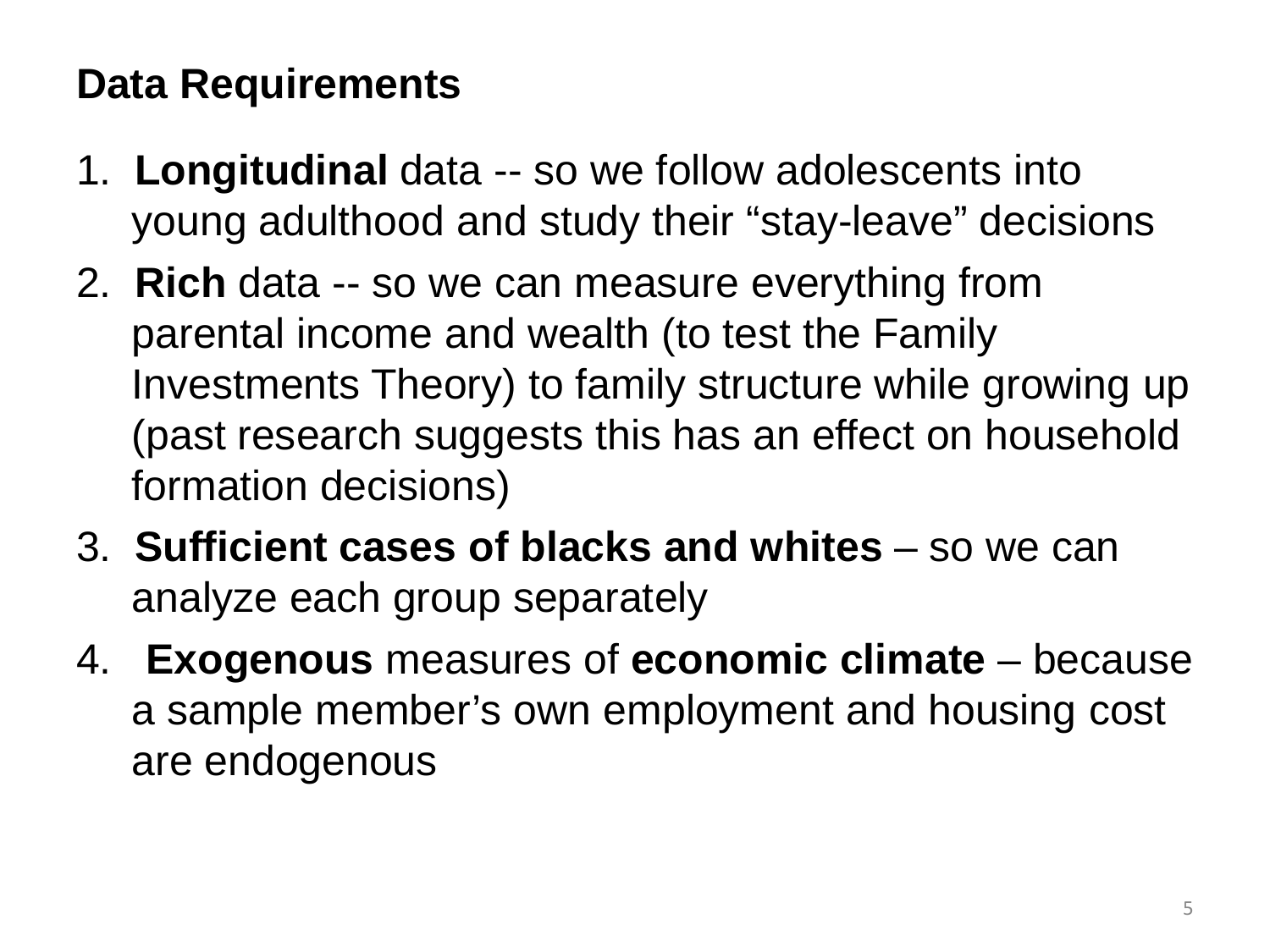## Data Requirements

1. **Longitudinal** data -- so we follow adolescents into young adulthood and study their “stay-leave” decisions
2. **Rich** data -- so we can measure everything from parental income and wealth (to test the Family Investments Theory) to family structure while growing up (past research suggests this has an effect on household formation decisions)
3. **Sufficient cases of blacks and whites** – so we can analyze each group separately
4. **Exogenous** measures of **economic climate** – because a sample member’s own employment and housing cost are endogenous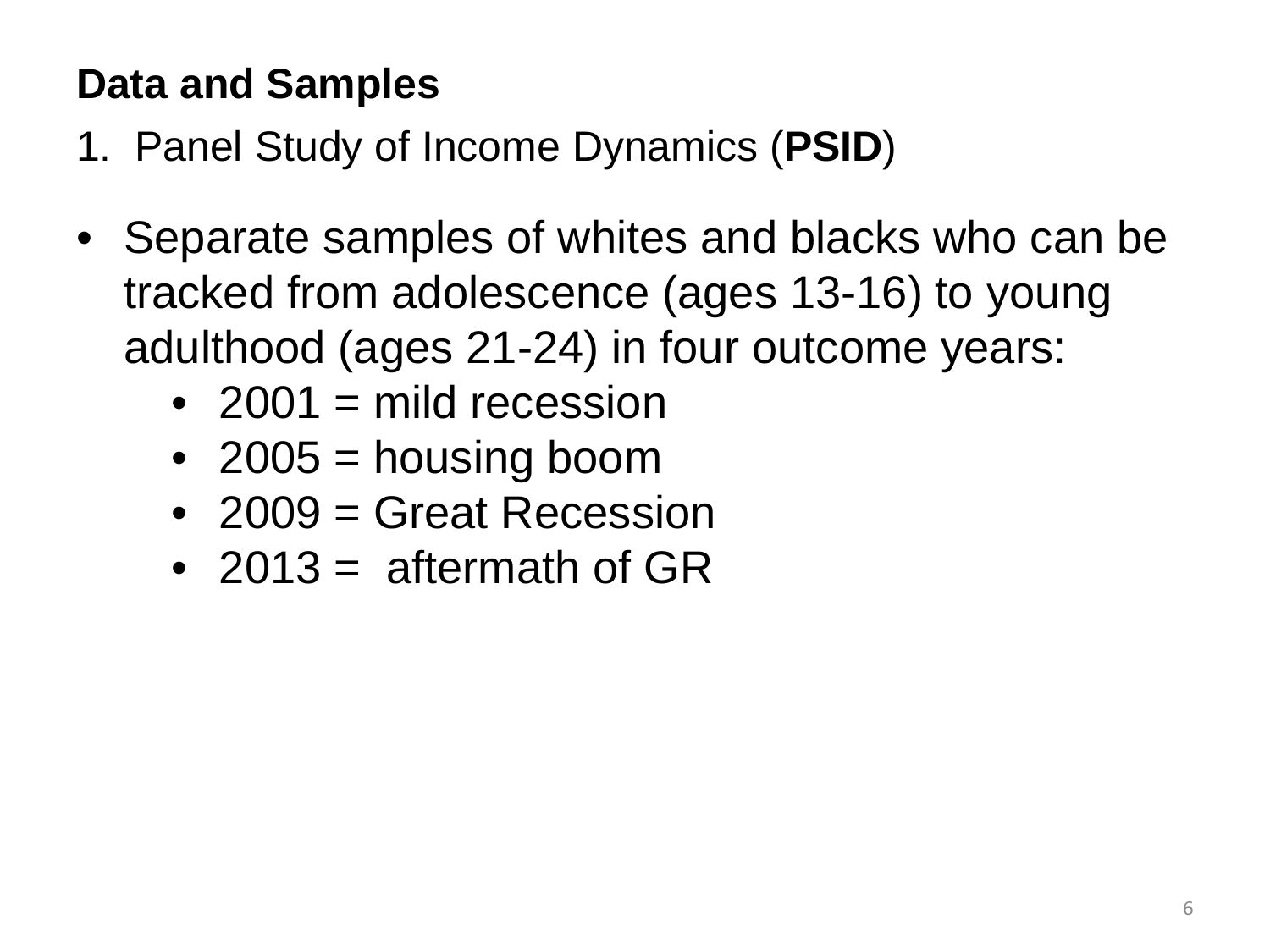## Data and Samples

1. Panel Study of Income Dynamics (**PSID**)

- Separate samples of whites and blacks who can be tracked from adolescence (ages 13-16) to young adulthood (ages 21-24) in four outcome years:
  - 2001 = mild recession
  - 2005 = housing boom
  - 2009 = Great Recession
  - 2013 = aftermath of GR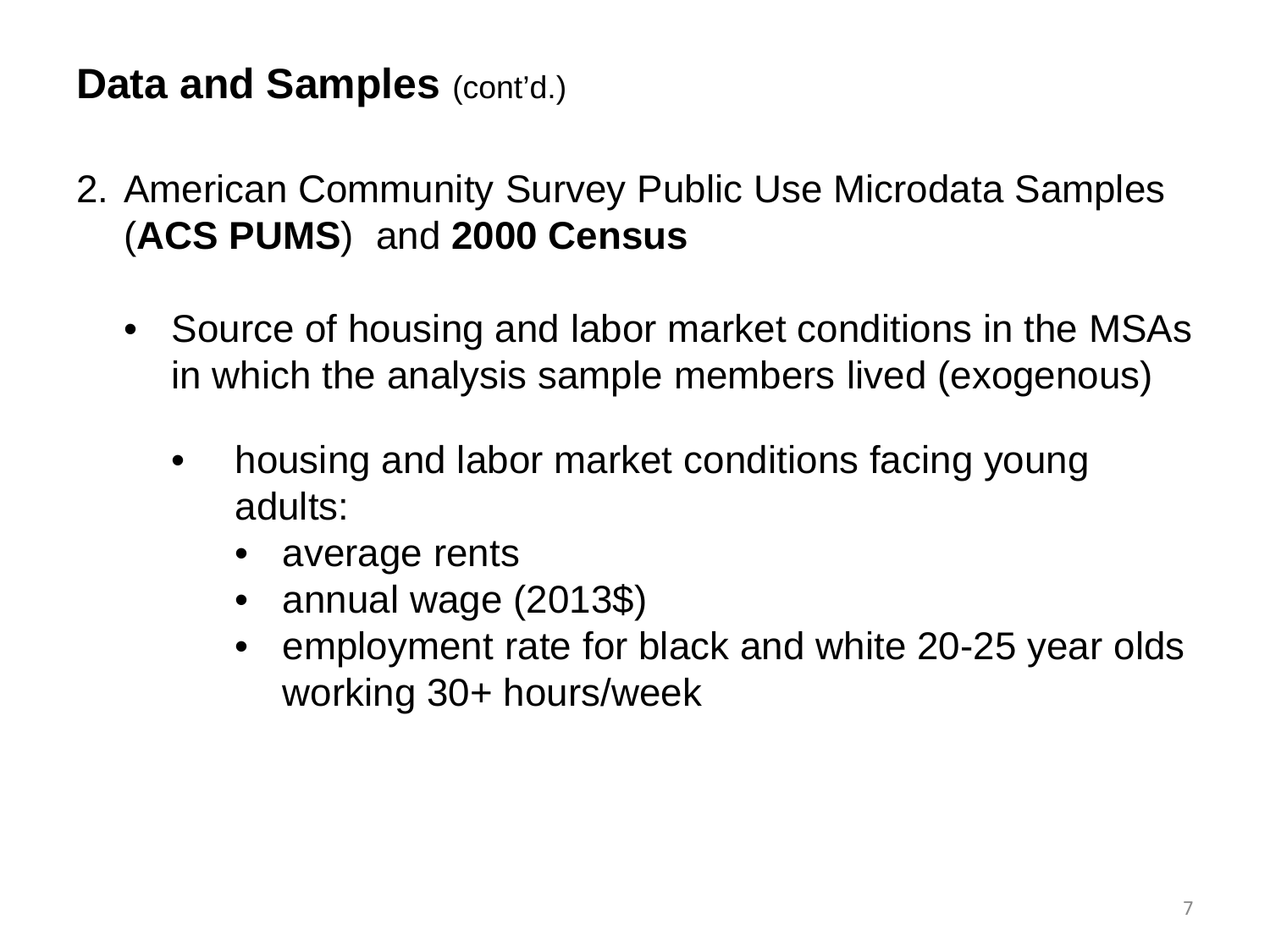# **Data and Samples** (cont'd.)

2. American Community Survey Public Use Microdata Samples (**ACS PUMS**) and **2000 Census**

   - Source of housing and labor market conditions in the MSAs in which the analysis sample members lived (exogenous)

     - housing and labor market conditions facing young adults:
       - average rents
       - annual wage (2013$)
       - employment rate for black and white 20-25 year olds working 30+ hours/week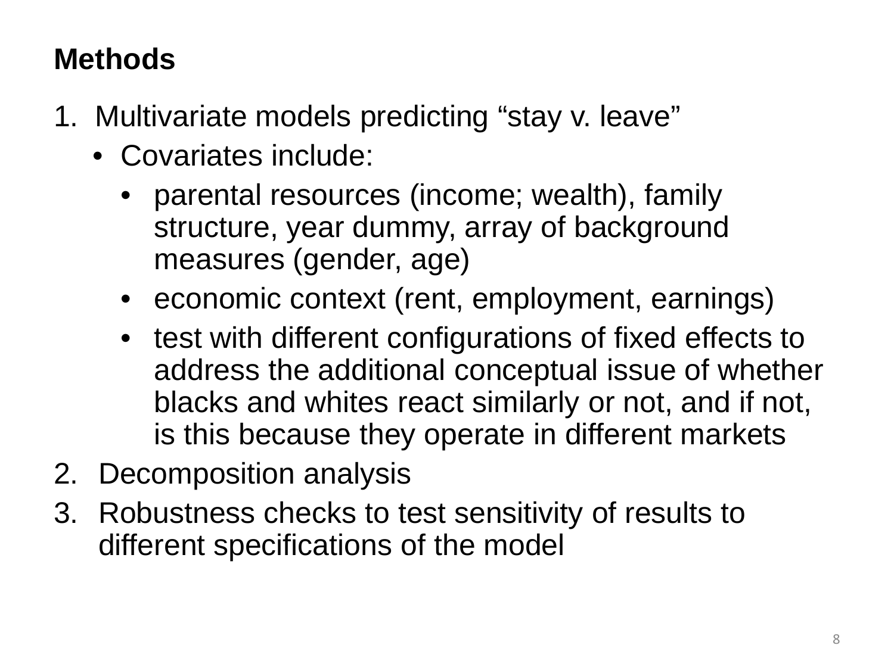## Methods

1. Multivariate models predicting "stay v. leave"
   - Covariates include:
     - parental resources (income; wealth), family structure, year dummy, array of background measures (gender, age)
     - economic context (rent, employment, earnings)
     - test with different configurations of fixed effects to address the additional conceptual issue of whether blacks and whites react similarly or not, and if not, is this because they operate in different markets
2. Decomposition analysis
3. Robustness checks to test sensitivity of results to different specifications of the model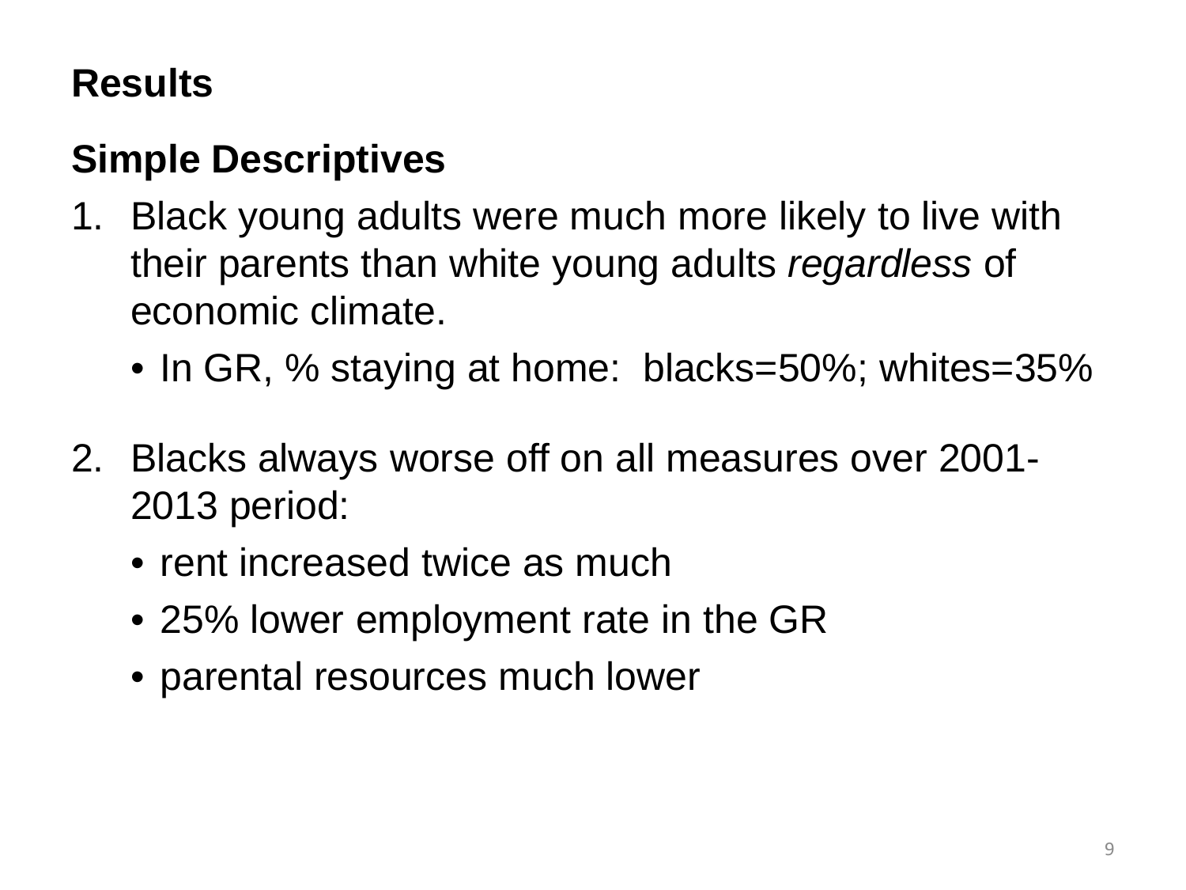## Results

### Simple Descriptives

1. Black young adults were much more likely to live with their parents than white young adults *regardless* of economic climate.
   - In GR, % staying at home:  blacks=50%; whites=35%

2. Blacks always worse off on all measures over 2001-2013 period:
   - rent increased twice as much
   - 25% lower employment rate in the GR
   - parental resources much lower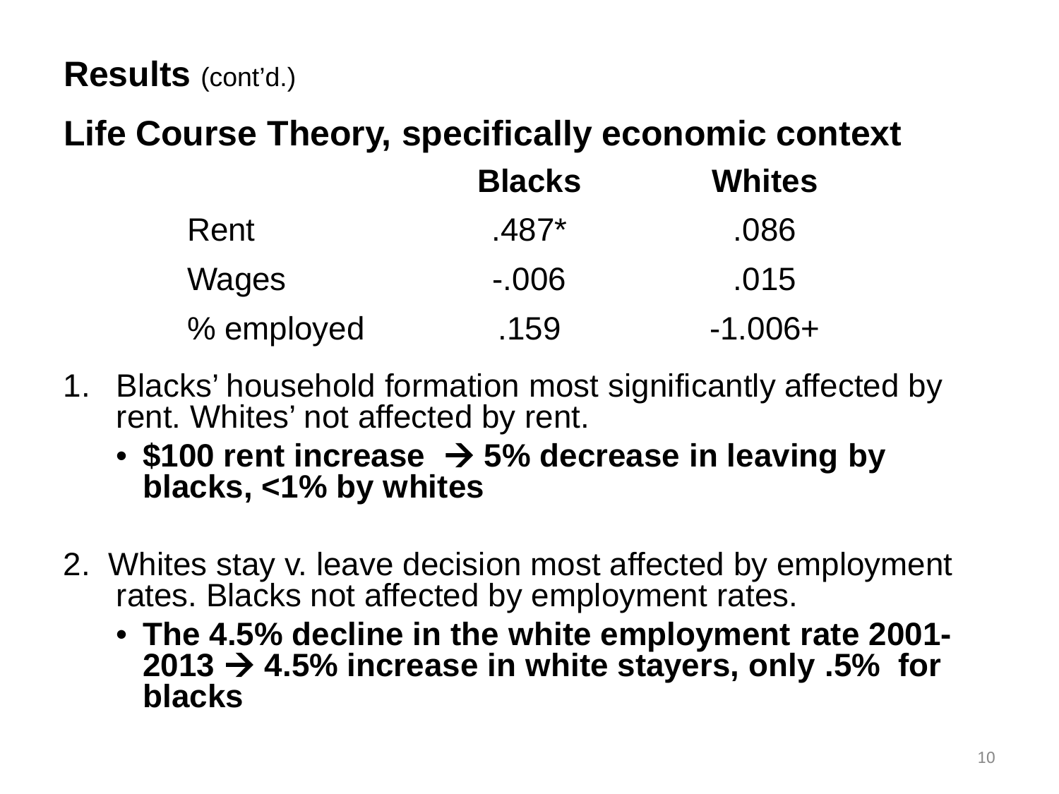**Results** (cont'd.)

**Life Course Theory, specifically economic context**

| | Blacks | Whites |
|---|---|---|
| Rent | .487* | .086 |
| Wages | -.006 | .015 |
| % employed | .159 | -1.006+ |

1. Blacks' household formation most significantly affected by rent. Whites' not affected by rent.
   - **$100 rent increase → 5% decrease in leaving by blacks, <1% by whites**

2. Whites stay v. leave decision most affected by employment rates. Blacks not affected by employment rates.
   - **The 4.5% decline in the white employment rate 2001-2013 → 4.5% increase in white stayers, only .5% for blacks**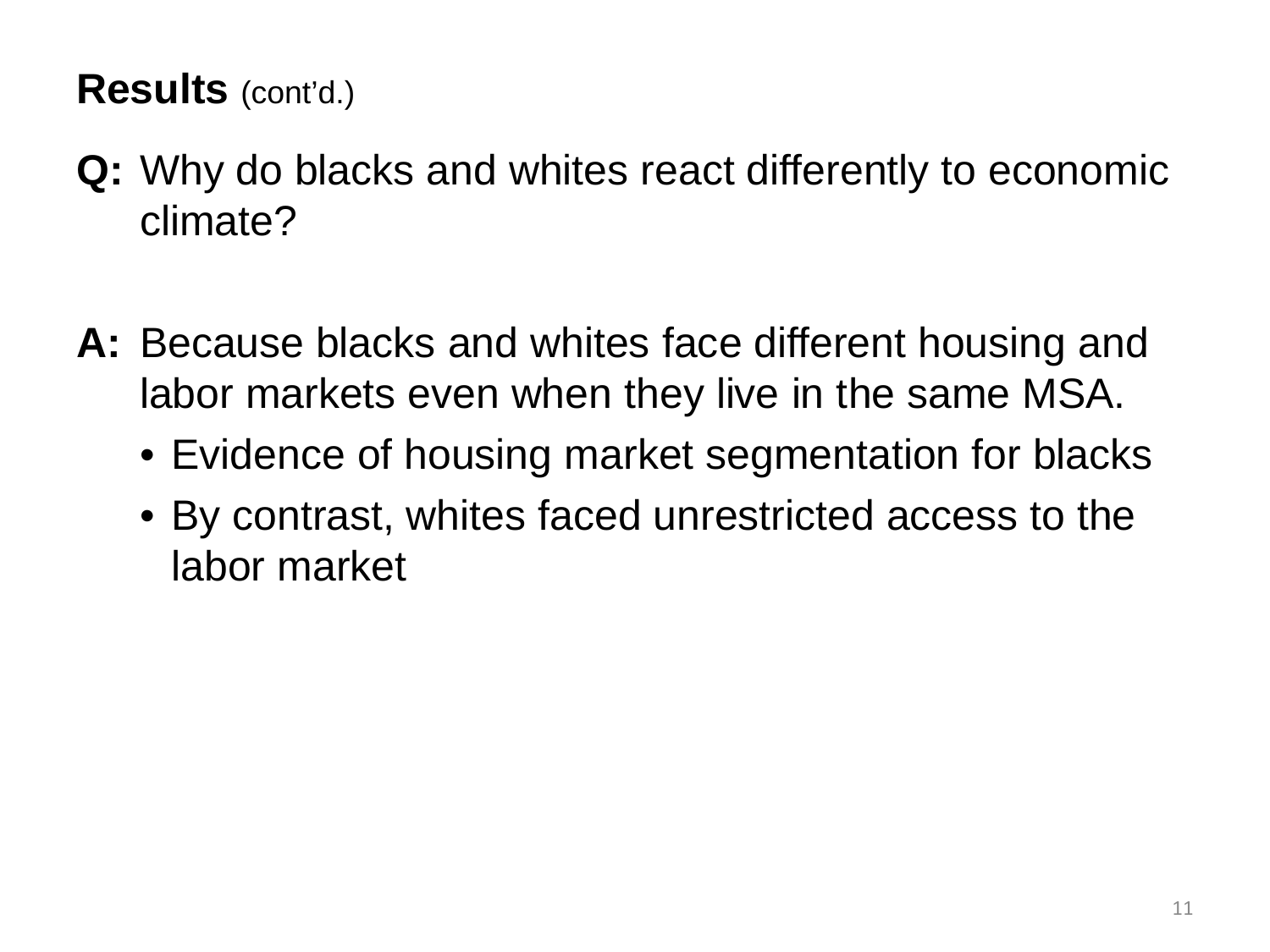## **Results** (cont'd.)

**Q:** Why do blacks and whites react differently to economic climate?

**A:** Because blacks and whites face different housing and labor markets even when they live in the same MSA.

- Evidence of housing market segmentation for blacks
- By contrast, whites faced unrestricted access to the labor market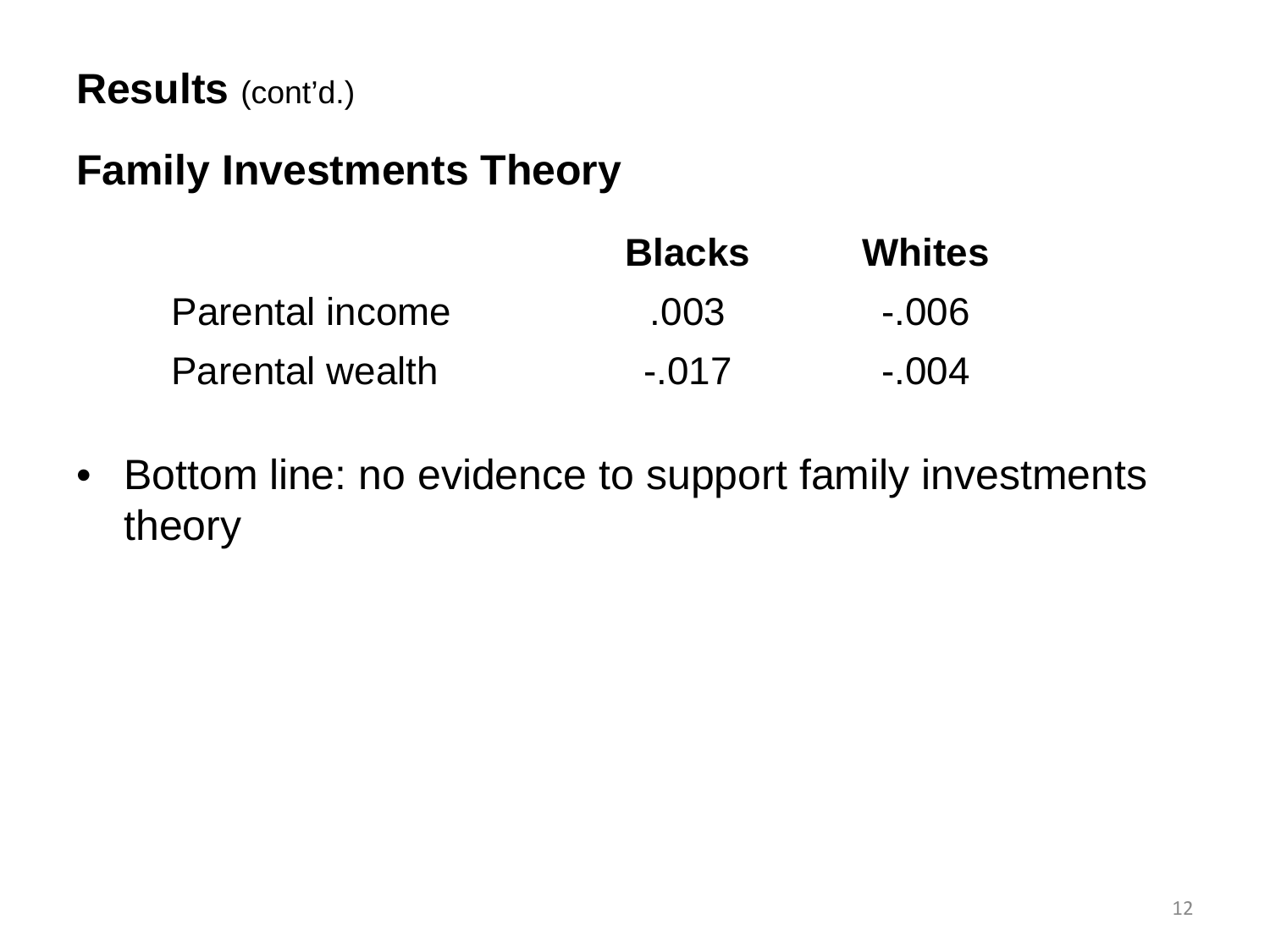**Results** (cont'd.)

## Family Investments Theory

| | Blacks | Whites |
|---|---|---|
| Parental income | .003 | -.006 |
| Parental wealth | -.017 | -.004 |

- Bottom line: no evidence to support family investments theory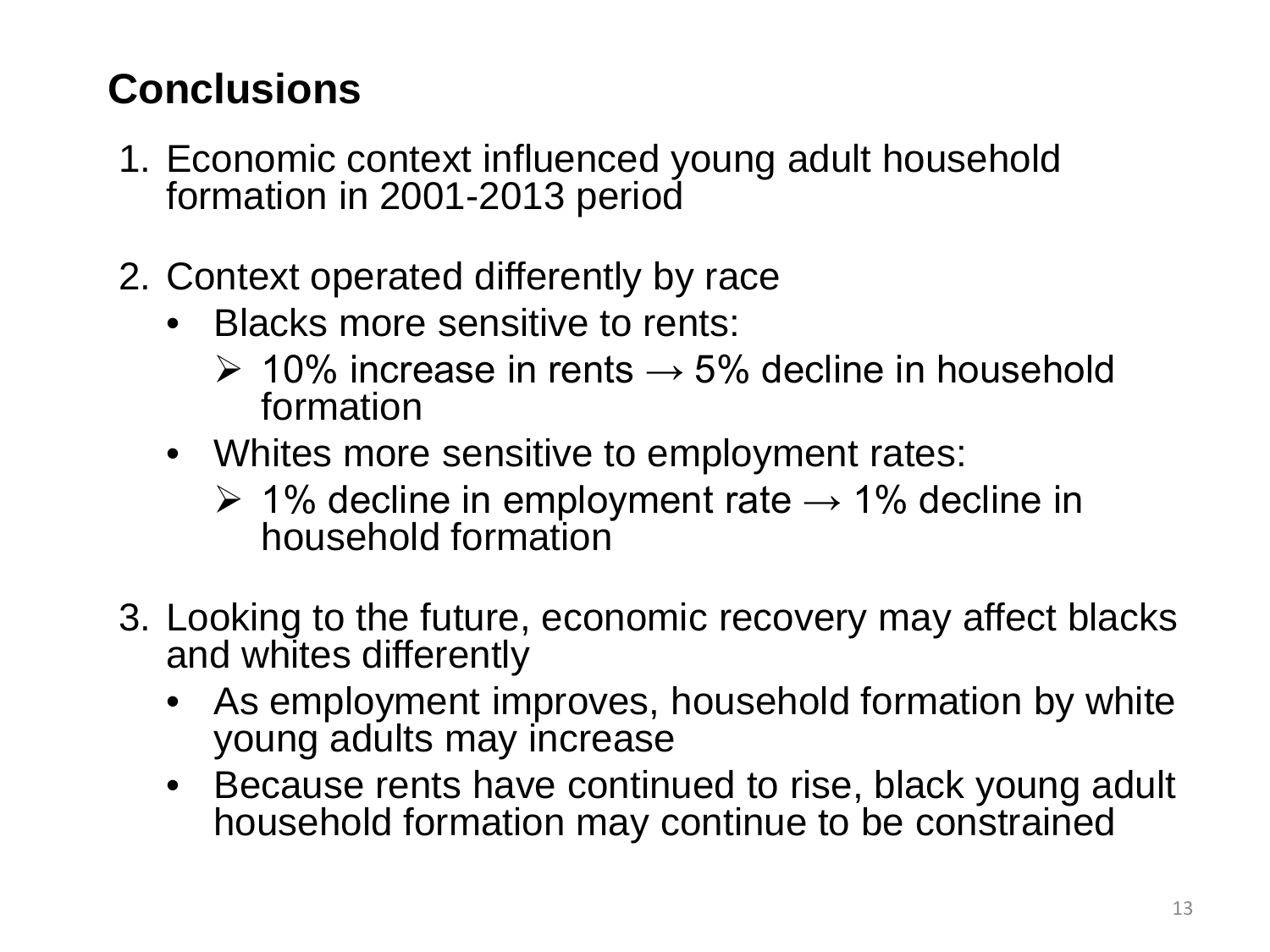# Conclusions

1. Economic context influenced young adult household formation in 2001-2013 period

2. Context operated differently by race
   - Blacks more sensitive to rents:
     - 10% increase in rents → 5% decline in household formation
   - Whites more sensitive to employment rates:
     - 1% decline in employment rate → 1% decline in household formation

3. Looking to the future, economic recovery may affect blacks and whites differently
   - As employment improves, household formation by white young adults may increase
   - Because rents have continued to rise, black young adult household formation may continue to be constrained